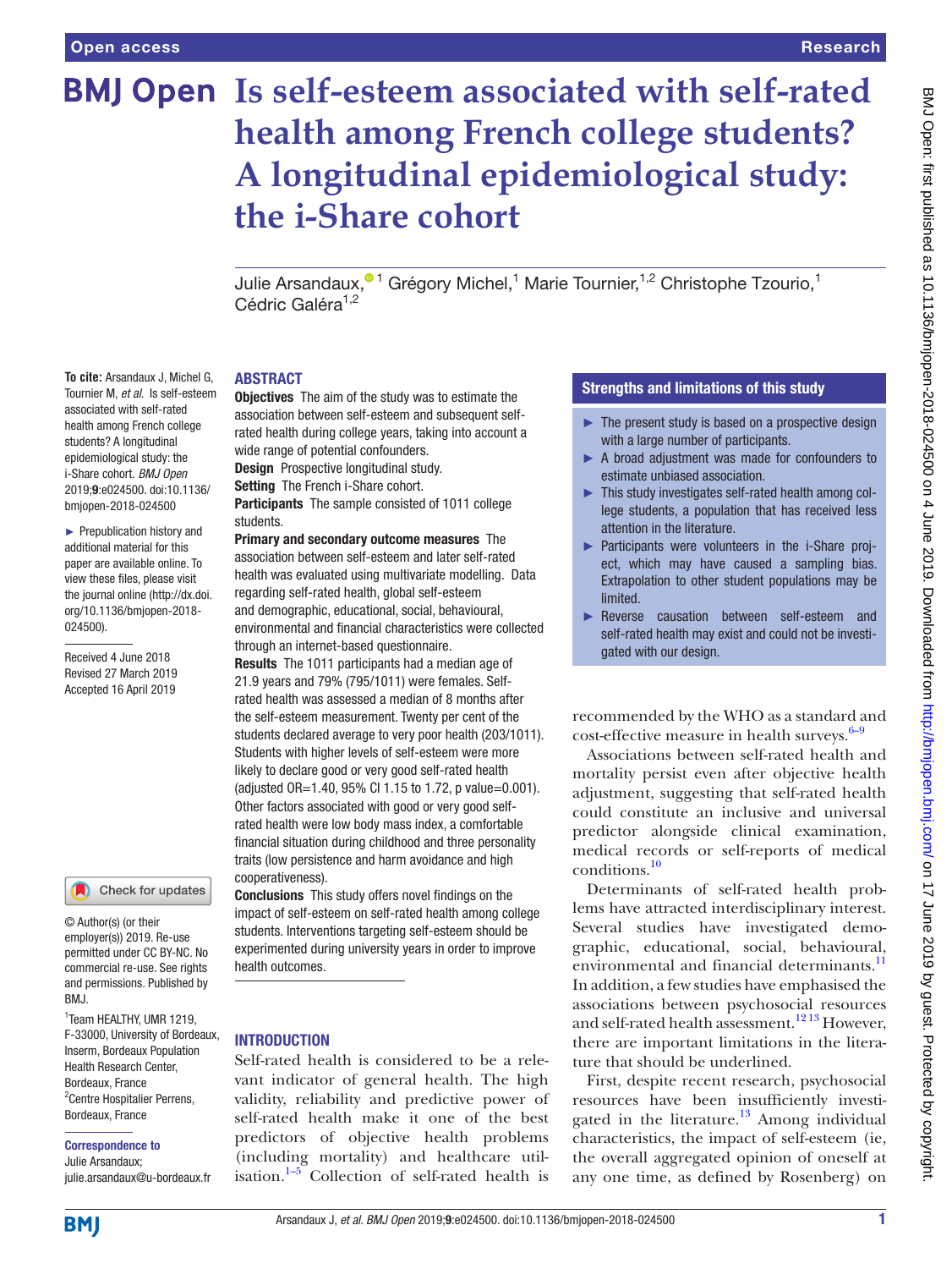# Is self-esteem associated with self-rated health among French college students? A longitudinal epidemiological study: the i-Share cohort

Julie Arsandaux,[1] Grégory Michel,[1] Marie Tournier,[1,2] Christophe Tzourio,[1] Cédric Galéra[1,2]

**To cite:** Arsandaux J, Michel G, Tournier M, *et al*. Is self-esteem associated with self-rated health among French college students? A longitudinal epidemiological study: the i-Share cohort. *BMJ Open* 2019;**9**:e024500. doi:10.1136/bmjopen-2018-024500

► Prepublication history and additional material for this paper are available online. To view these files, please visit the journal online (http://dx.doi.org/10.1136/bmjopen-2018-024500).

Received 4 June 2018
Revised 27 March 2019
Accepted 16 April 2019

© Author(s) (or their employer(s)) 2019. Re-use permitted under CC BY-NC. No commercial re-use. See rights and permissions. Published by BMJ.

[1]Team HEALTHY, UMR 1219, F-33000, University of Bordeaux, Inserm, Bordeaux Population Health Research Center, Bordeaux, France
[2]Centre Hospitalier Perrens, Bordeaux, France

**Correspondence to**
Julie Arsandaux;
julie.arsandaux@u-bordeaux.fr

## ABSTRACT

**Objectives** The aim of the study was to estimate the association between self-esteem and subsequent self-rated health during college years, taking into account a wide range of potential confounders.

**Design** Prospective longitudinal study.

**Setting** The French i-Share cohort.

**Participants** The sample consisted of 1011 college students.

**Primary and secondary outcome measures** The association between self-esteem and later self-rated health was evaluated using multivariate modelling. Data regarding self-rated health, global self-esteem and demographic, educational, social, behavioural, environmental and financial characteristics were collected through an internet-based questionnaire.

**Results** The 1011 participants had a median age of 21.9 years and 79% (795/1011) were females. Self-rated health was assessed a median of 8 months after the self-esteem measurement. Twenty per cent of the students declared average to very poor health (203/1011). Students with higher levels of self-esteem were more likely to declare good or very good self-rated health (adjusted OR=1.40, 95% CI 1.15 to 1.72, p value=0.001). Other factors associated with good or very good self-rated health were low body mass index, a comfortable financial situation during childhood and three personality traits (low persistence and harm avoidance and high cooperativeness).

**Conclusions** This study offers novel findings on the impact of self-esteem on self-rated health among college students. Interventions targeting self-esteem should be experimented during university years in order to improve health outcomes.

## Strengths and limitations of this study

- ► The present study is based on a prospective design with a large number of participants.
- ► A broad adjustment was made for confounders to estimate unbiased association.
- ► This study investigates self-rated health among college students, a population that has received less attention in the literature.
- ► Participants were volunteers in the i-Share project, which may have caused a sampling bias. Extrapolation to other student populations may be limited.
- ► Reverse causation between self-esteem and self-rated health may exist and could not be investigated with our design.

## INTRODUCTION

Self-rated health is considered to be a relevant indicator of general health. The high validity, reliability and predictive power of self-rated health make it one of the best predictors of objective health problems (including mortality) and healthcare utilisation.[1–5] Collection of self-rated health is recommended by the WHO as a standard and cost-effective measure in health surveys.[6–9]

Associations between self-rated health and mortality persist even after objective health adjustment, suggesting that self-rated health could constitute an inclusive and universal predictor alongside clinical examination, medical records or self-reports of medical conditions.[10]

Determinants of self-rated health problems have attracted interdisciplinary interest. Several studies have investigated demographic, educational, social, behavioural, environmental and financial determinants.[11] In addition, a few studies have emphasised the associations between psychosocial resources and self-rated health assessment.[12 13] However, there are important limitations in the literature that should be underlined.

First, despite recent research, psychosocial resources have been insufficiently investigated in the literature.[13] Among individual characteristics, the impact of self-esteem (ie, the overall aggregated opinion of oneself at any one time, as defined by Rosenberg) on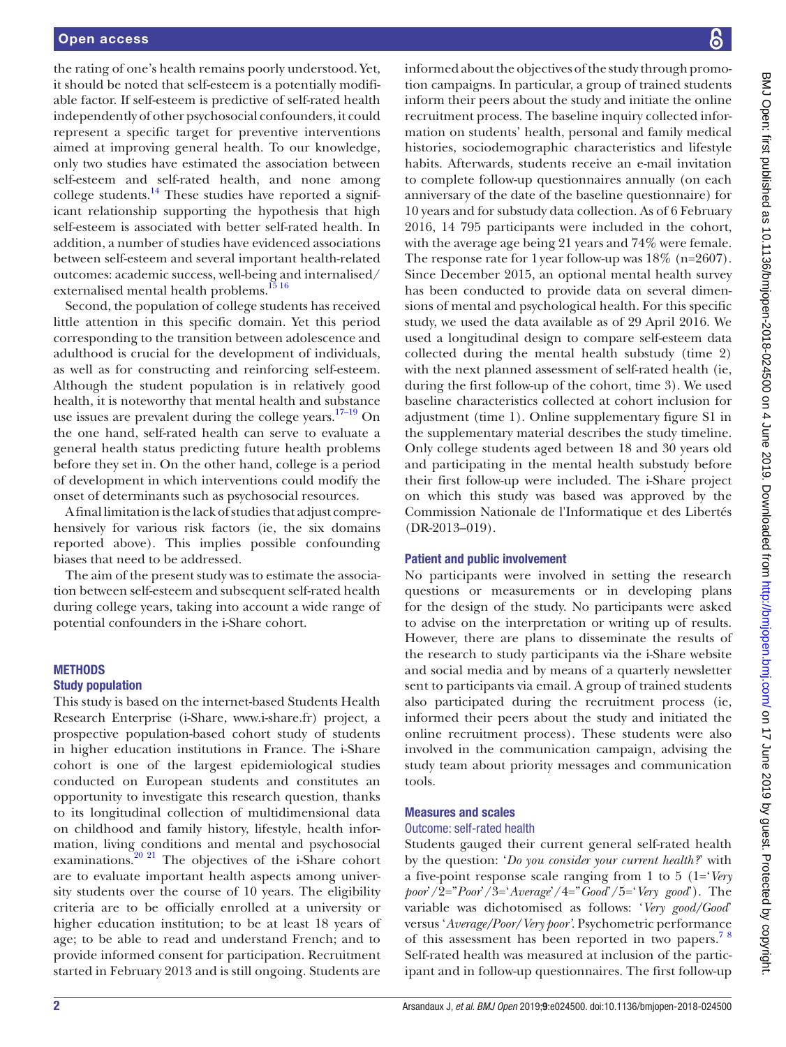the rating of one's health remains poorly understood. Yet, it should be noted that self-esteem is a potentially modifiable factor. If self-esteem is predictive of self-rated health independently of other psychosocial confounders, it could represent a specific target for preventive interventions aimed at improving general health. To our knowledge, only two studies have estimated the association between self-esteem and self-rated health, and none among college students.[14] These studies have reported a significant relationship supporting the hypothesis that high self-esteem is associated with better self-rated health. In addition, a number of studies have evidenced associations between self-esteem and several important health-related outcomes: academic success, well-being and internalised/externalised mental health problems.[15,16]

Second, the population of college students has received little attention in this specific domain. Yet this period corresponding to the transition between adolescence and adulthood is crucial for the development of individuals, as well as for constructing and reinforcing self-esteem. Although the student population is in relatively good health, it is noteworthy that mental health and substance use issues are prevalent during the college years.[17–19] On the one hand, self-rated health can serve to evaluate a general health status predicting future health problems before they set in. On the other hand, college is a period of development in which interventions could modify the onset of determinants such as psychosocial resources.

A final limitation is the lack of studies that adjust comprehensively for various risk factors (ie, the six domains reported above). This implies possible confounding biases that need to be addressed.

The aim of the present study was to estimate the association between self-esteem and subsequent self-rated health during college years, taking into account a wide range of potential confounders in the i-Share cohort.

## METHODS

### Study population

This study is based on the internet-based Students Health Research Enterprise (i-Share, www.i-share.fr) project, a prospective population-based cohort study of students in higher education institutions in France. The i-Share cohort is one of the largest epidemiological studies conducted on European students and constitutes an opportunity to investigate this research question, thanks to its longitudinal collection of multidimensional data on childhood and family history, lifestyle, health information, living conditions and mental and psychosocial examinations.[20,21] The objectives of the i-Share cohort are to evaluate important health aspects among university students over the course of 10 years. The eligibility criteria are to be officially enrolled at a university or higher education institution; to be at least 18 years of age; to be able to read and understand French; and to provide informed consent for participation. Recruitment started in February 2013 and is still ongoing. Students are informed about the objectives of the study through promotion campaigns. In particular, a group of trained students inform their peers about the study and initiate the online recruitment process. The baseline inquiry collected information on students' health, personal and family medical histories, sociodemographic characteristics and lifestyle habits. Afterwards, students receive an e-mail invitation to complete follow-up questionnaires annually (on each anniversary of the date of the baseline questionnaire) for 10 years and for substudy data collection. As of 6 February 2016, 14 795 participants were included in the cohort, with the average age being 21 years and 74% were female. The response rate for 1 year follow-up was 18% (n=2607). Since December 2015, an optional mental health survey has been conducted to provide data on several dimensions of mental and psychological health. For this specific study, we used the data available as of 29 April 2016. We used a longitudinal design to compare self-esteem data collected during the mental health substudy (time 2) with the next planned assessment of self-rated health (ie, during the first follow-up of the cohort, time 3). We used baseline characteristics collected at cohort inclusion for adjustment (time 1). Online supplementary figure S1 in the supplementary material describes the study timeline. Only college students aged between 18 and 30 years old and participating in the mental health substudy before their first follow-up were included. The i-Share project on which this study was based was approved by the Commission Nationale de l'Informatique et des Libertés (DR-2013–019).

### Patient and public involvement

No participants were involved in setting the research questions or measurements or in developing plans for the design of the study. No participants were asked to advise on the interpretation or writing up of results. However, there are plans to disseminate the results of the research to study participants via the i-Share website and social media and by means of a quarterly newsletter sent to participants via email. A group of trained students also participated during the recruitment process (ie, informed their peers about the study and initiated the online recruitment process). These students were also involved in the communication campaign, advising the study team about priority messages and communication tools.

### Measures and scales

#### Outcome: self-rated health

Students gauged their current general self-rated health by the question: '*Do you consider your current health?*' with a five-point response scale ranging from 1 to 5 (1='*Very poor*'/2="*Poor*'/3='*Average*'/4="*Good*'/5='*Very good*'). The variable was dichotomised as follows: '*Very good/Good*' versus '*Average/Poor/Very poor*'. Psychometric performance of this assessment has been reported in two papers.[7,8] Self-rated health was measured at inclusion of the participant and in follow-up questionnaires. The first follow-up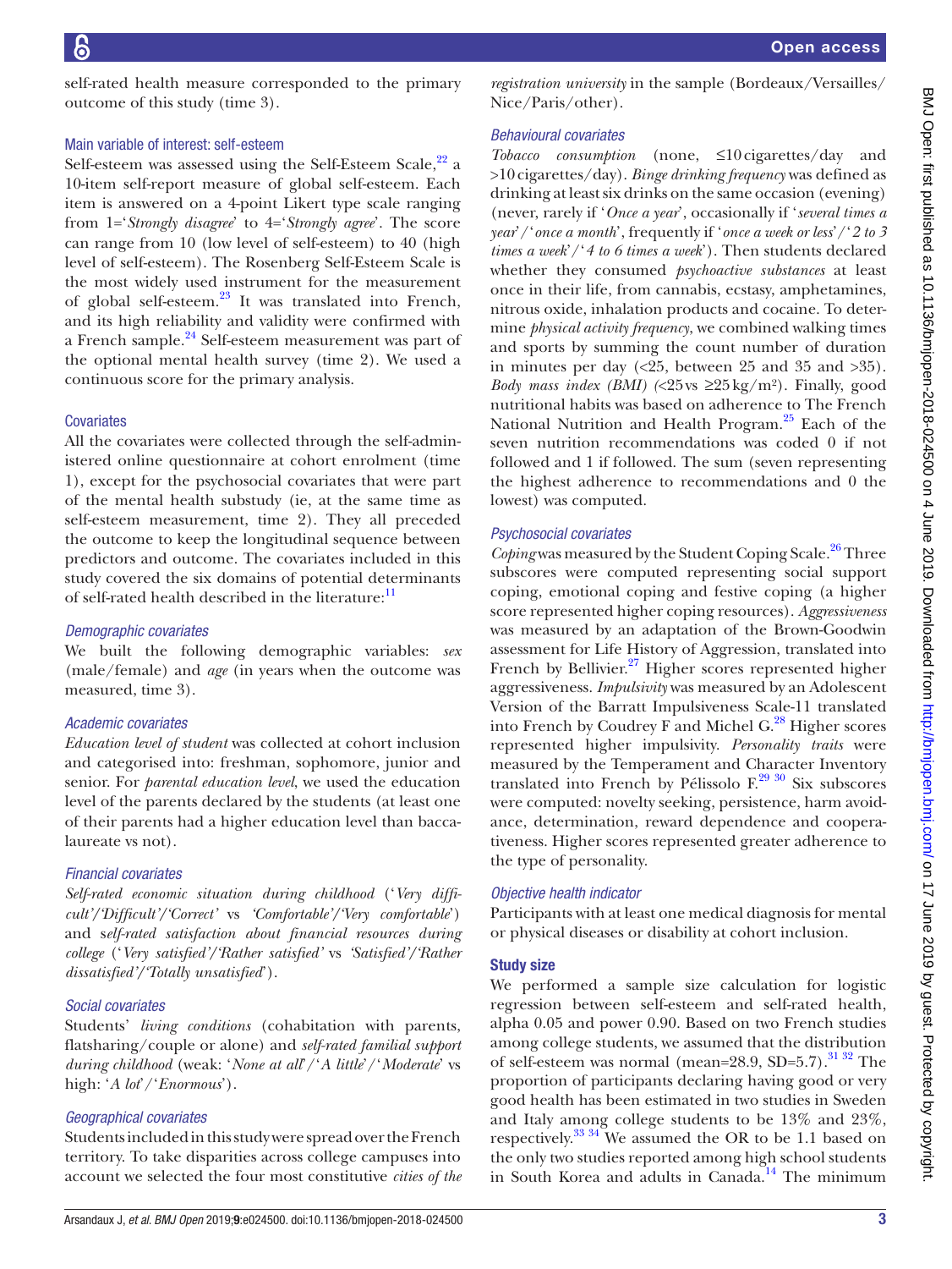self-rated health measure corresponded to the primary outcome of this study (time 3).

### Main variable of interest: self-esteem

Self-esteem was assessed using the Self-Esteem Scale,[22] a 10-item self-report measure of global self-esteem. Each item is answered on a 4-point Likert type scale ranging from 1='*Strongly disagree*' to 4='*Strongly agree*'. The score can range from 10 (low level of self-esteem) to 40 (high level of self-esteem). The Rosenberg Self-Esteem Scale is the most widely used instrument for the measurement of global self-esteem.[23] It was translated into French, and its high reliability and validity were confirmed with a French sample.[24] Self-esteem measurement was part of the optional mental health survey (time 2). We used a continuous score for the primary analysis.

### Covariates

All the covariates were collected through the self-administered online questionnaire at cohort enrolment (time 1), except for the psychosocial covariates that were part of the mental health substudy (ie, at the same time as self-esteem measurement, time 2). They all preceded the outcome to keep the longitudinal sequence between predictors and outcome. The covariates included in this study covered the six domains of potential determinants of self-rated health described in the literature:[11]

#### *Demographic covariates*

We built the following demographic variables: *sex* (male/female) and *age* (in years when the outcome was measured, time 3).

#### *Academic covariates*

*Education level of student* was collected at cohort inclusion and categorised into: freshman, sophomore, junior and senior. For *parental education level*, we used the education level of the parents declared by the students (at least one of their parents had a higher education level than baccalaureate vs not).

#### *Financial covariates*

*Self-rated economic situation during childhood* ('*Very difficult*'/'*Difficult*'/'*Correct*' vs '*Comfortable*'/'*Very comfortable*') and *self-rated satisfaction about financial resources during college* ('*Very satisfied*'/'*Rather satisfied*' vs '*Satisfied*'/'*Rather dissatisfied*'/'*Totally unsatisfied*').

#### *Social covariates*

Students' *living conditions* (cohabitation with parents, flatsharing/couple or alone) and *self-rated familial support during childhood* (weak: '*None at all*'/'*A little*'/'*Moderate*' vs high: '*A lot*'/'*Enormous*').

#### *Geographical covariates*

Students included in this study were spread over the French territory. To take disparities across college campuses into account we selected the four most constitutive *cities of the registration university* in the sample (Bordeaux/Versailles/Nice/Paris/other).

#### *Behavioural covariates*

*Tobacco consumption* (none, ≤10 cigarettes/day and >10 cigarettes/day). *Binge drinking frequency* was defined as drinking at least six drinks on the same occasion (evening) (never, rarely if '*Once a year*', occasionally if '*several times a year*'/'*once a month*', frequently if '*once a week or less*'/'*2 to 3 times a week*'/'*4 to 6 times a week*'). Then students declared whether they consumed *psychoactive substances* at least once in their life, from cannabis, ecstasy, amphetamines, nitrous oxide, inhalation products and cocaine. To determine *physical activity frequency*, we combined walking times and sports by summing the count number of duration in minutes per day (<25, between 25 and 35 and >35). *Body mass index (BMI)* (<25 vs ≥25 kg/m²). Finally, good nutritional habits was based on adherence to The French National Nutrition and Health Program.[25] Each of the seven nutrition recommendations was coded 0 if not followed and 1 if followed. The sum (seven representing the highest adherence to recommendations and 0 the lowest) was computed.

#### *Psychosocial covariates*

*Coping* was measured by the Student Coping Scale.[26] Three subscores were computed representing social support coping, emotional coping and festive coping (a higher score represented higher coping resources). *Aggressiveness* was measured by an adaptation of the Brown-Goodwin assessment for Life History of Aggression, translated into French by Bellivier.[27] Higher scores represented higher aggressiveness. *Impulsivity* was measured by an Adolescent Version of the Barratt Impulsiveness Scale-11 translated into French by Coudrey F and Michel G.[28] Higher scores represented higher impulsivity. *Personality traits* were measured by the Temperament and Character Inventory translated into French by Pélissolo F.[29,30] Six subscores were computed: novelty seeking, persistence, harm avoidance, determination, reward dependence and cooperativeness. Higher scores represented greater adherence to the type of personality.

#### *Objective health indicator*

Participants with at least one medical diagnosis for mental or physical diseases or disability at cohort inclusion.

### Study size

We performed a sample size calculation for logistic regression between self-esteem and self-rated health, alpha 0.05 and power 0.90. Based on two French studies among college students, we assumed that the distribution of self-esteem was normal (mean=28.9, SD=5.7).[31,32] The proportion of participants declaring having good or very good health has been estimated in two studies in Sweden and Italy among college students to be 13% and 23%, respectively.[33,34] We assumed the OR to be 1.1 based on the only two studies reported among high school students in South Korea and adults in Canada.[14] The minimum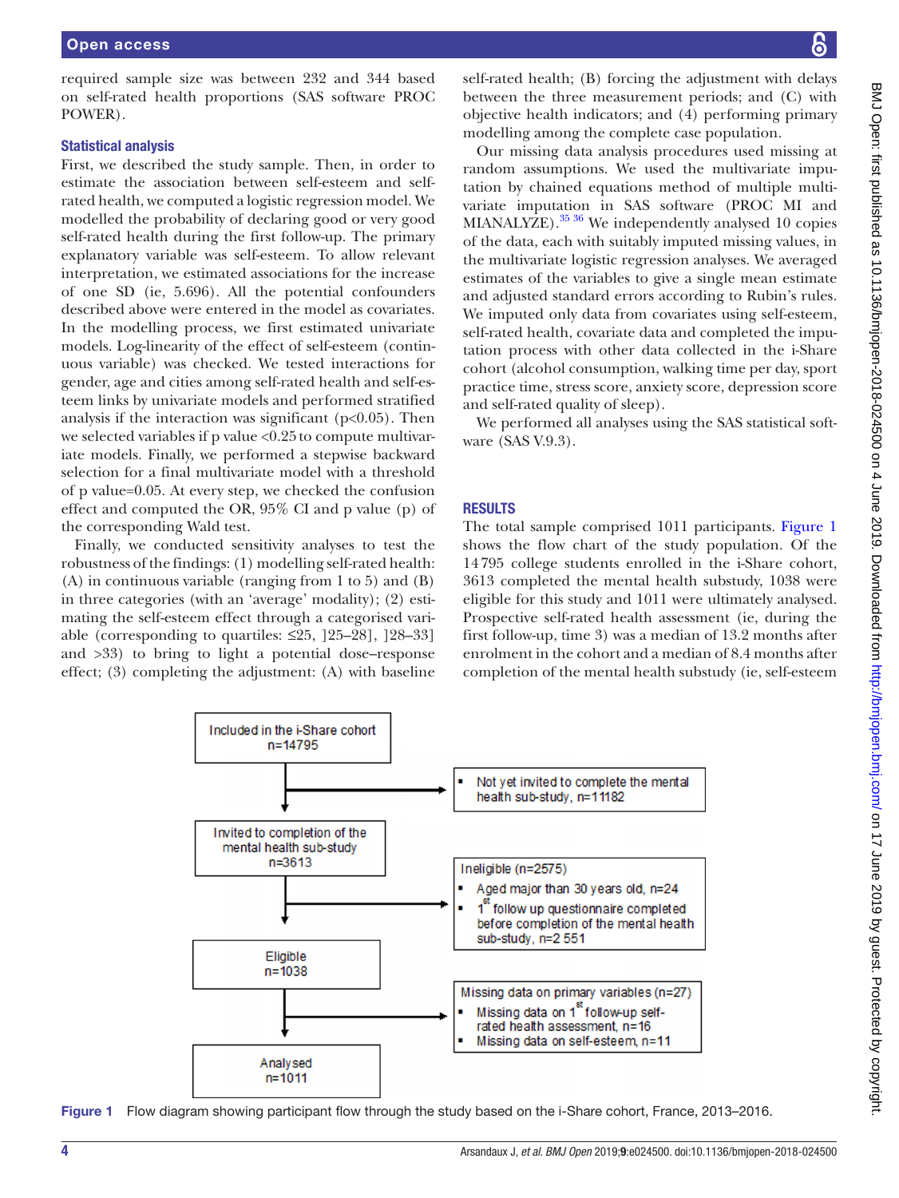required sample size was between 232 and 344 based on self-rated health proportions (SAS software PROC POWER).

### Statistical analysis

First, we described the study sample. Then, in order to estimate the association between self-esteem and self-rated health, we computed a logistic regression model. We modelled the probability of declaring good or very good self-rated health during the first follow-up. The primary explanatory variable was self-esteem. To allow relevant interpretation, we estimated associations for the increase of one SD (ie, 5.696). All the potential confounders described above were entered in the model as covariates. In the modelling process, we first estimated univariate models. Log-linearity of the effect of self-esteem (continuous variable) was checked. We tested interactions for gender, age and cities among self-rated health and self-esteem links by univariate models and performed stratified analysis if the interaction was significant (p<0.05). Then we selected variables if p value <0.25 to compute multivariate models. Finally, we performed a stepwise backward selection for a final multivariate model with a threshold of p value=0.05. At every step, we checked the confusion effect and computed the OR, 95% CI and p value (p) of the corresponding Wald test.

Finally, we conducted sensitivity analyses to test the robustness of the findings: (1) modelling self-rated health: (A) in continuous variable (ranging from 1 to 5) and (B) in three categories (with an 'average' modality); (2) estimating the self-esteem effect through a categorised variable (corresponding to quartiles: ≤25, ]25–28], ]28–33] and >33) to bring to light a potential dose–response effect; (3) completing the adjustment: (A) with baseline self-rated health; (B) forcing the adjustment with delays between the three measurement periods; and (C) with objective health indicators; and (4) performing primary modelling among the complete case population.

Our missing data analysis procedures used missing at random assumptions. We used the multivariate imputation by chained equations method of multiple multivariate imputation in SAS software (PROC MI and MIANALYZE).[35,36] We independently analysed 10 copies of the data, each with suitably imputed missing values, in the multivariate logistic regression analyses. We averaged estimates of the variables to give a single mean estimate and adjusted standard errors according to Rubin's rules. We imputed only data from covariates using self-esteem, self-rated health, covariate data and completed the imputation process with other data collected in the i-Share cohort (alcohol consumption, walking time per day, sport practice time, stress score, anxiety score, depression score and self-rated quality of sleep).

We performed all analyses using the SAS statistical software (SAS V.9.3).

## RESULTS

The total sample comprised 1011 participants. Figure 1 shows the flow chart of the study population. Of the 14 795 college students enrolled in the i-Share cohort, 3613 completed the mental health substudy, 1038 were eligible for this study and 1011 were ultimately analysed. Prospective self-rated health assessment (ie, during the first follow-up, time 3) was a median of 13.2 months after enrolment in the cohort and a median of 8.4 months after completion of the mental health substudy (ie, self-esteem

Included in the i-Share cohort n=14795

- Not yet invited to complete the mental health sub-study, n=11182

Invited to completion of the mental health sub-study n=3613

Ineligible (n=2575)
- Aged major than 30 years old, n=24
- 1st follow up questionnaire completed before completion of the mental health sub-study, n=2 551

Eligible n=1038

Missing data on primary variables (n=27)
- Missing data on 1st follow-up self-rated health assessment, n=16
- Missing data on self-esteem, n=11

Analysed n=1011

**Figure 1** Flow diagram showing participant flow through the study based on the i-Share cohort, France, 2013–2016.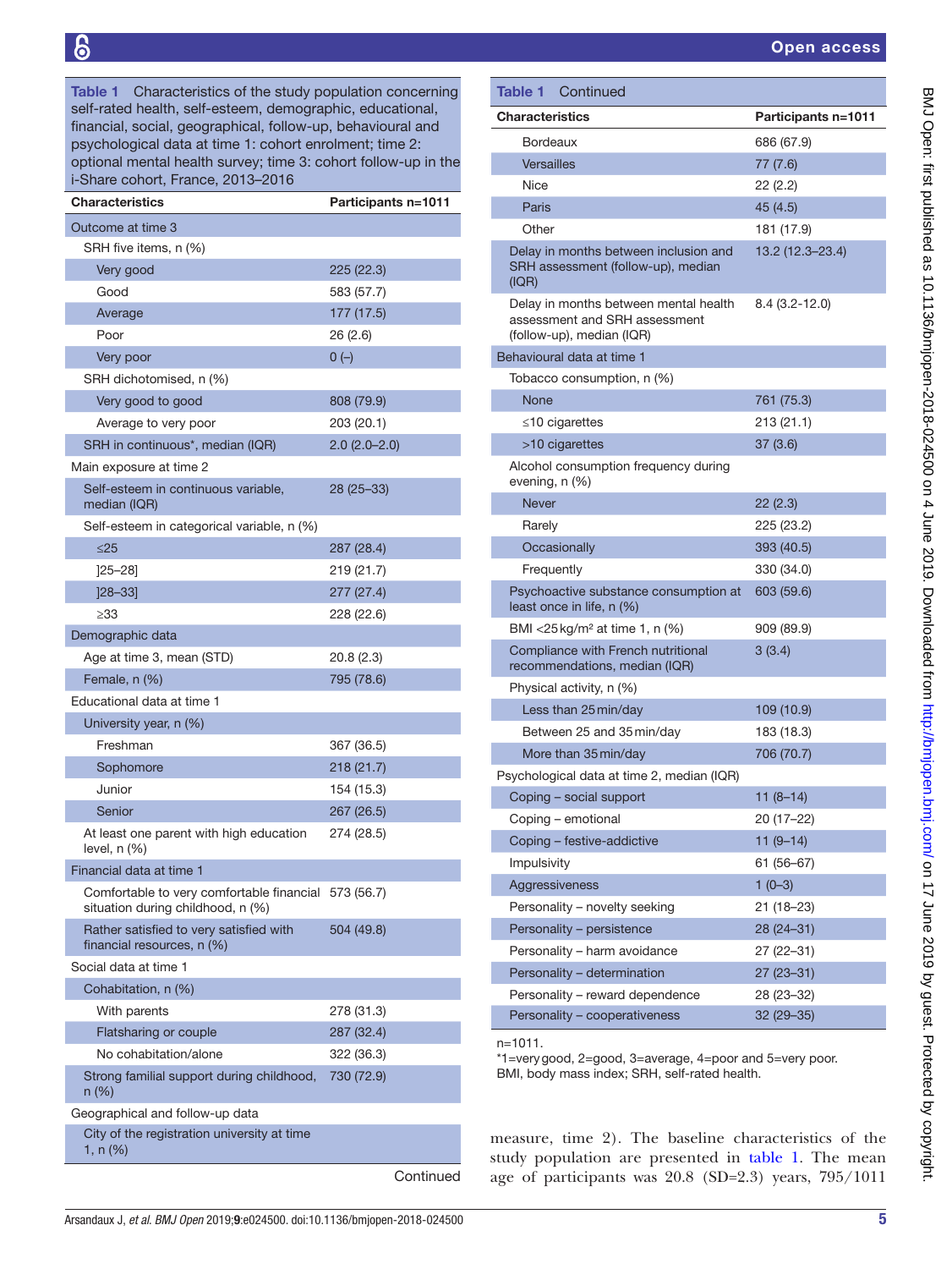**Table 1** Characteristics of the study population concerning self-rated health, self-esteem, demographic, educational, financial, social, geographical, follow-up, behavioural and psychological data at time 1: cohort enrolment; time 2: optional mental health survey; time 3: cohort follow-up in the i-Share cohort, France, 2013–2016

| Characteristics | Participants n=1011 |
|---|---|
| Outcome at time 3 | |
| SRH five items, n (%) | |
| Very good | 225 (22.3) |
| Good | 583 (57.7) |
| Average | 177 (17.5) |
| Poor | 26 (2.6) |
| Very poor | 0 (–) |
| SRH dichotomised, n (%) | |
| Very good to good | 808 (79.9) |
| Average to very poor | 203 (20.1) |
| SRH in continuous*, median (IQR) | 2.0 (2.0–2.0) |
| Main exposure at time 2 | |
| Self-esteem in continuous variable, median (IQR) | 28 (25–33) |
| Self-esteem in categorical variable, n (%) | |
| ≤25 | 287 (28.4) |
| ]25–28] | 219 (21.7) |
| ]28–33] | 277 (27.4) |
| ≥33 | 228 (22.6) |
| Demographic data | |
| Age at time 3, mean (STD) | 20.8 (2.3) |
| Female, n (%) | 795 (78.6) |
| Educational data at time 1 | |
| University year, n (%) | |
| Freshman | 367 (36.5) |
| Sophomore | 218 (21.7) |
| Junior | 154 (15.3) |
| Senior | 267 (26.5) |
| At least one parent with high education level, n (%) | 274 (28.5) |
| Financial data at time 1 | |
| Comfortable to very comfortable financial situation during childhood, n (%) | 573 (56.7) |
| Rather satisfied to very satisfied with financial resources, n (%) | 504 (49.8) |
| Social data at time 1 | |
| Cohabitation, n (%) | |
| With parents | 278 (31.3) |
| Flatsharing or couple | 287 (32.4) |
| No cohabitation/alone | 322 (36.3) |
| Strong familial support during childhood, n (%) | 730 (72.9) |
| Geographical and follow-up data | |
| City of the registration university at time 1, n (%) | |
| Bordeaux | 686 (67.9) |
| Versailles | 77 (7.6) |
| Nice | 22 (2.2) |
| Paris | 45 (4.5) |
| Other | 181 (17.9) |
| Delay in months between inclusion and SRH assessment (follow-up), median (IQR) | 13.2 (12.3–23.4) |
| Delay in months between mental health assessment and SRH assessment (follow-up), median (IQR) | 8.4 (3.2-12.0) |
| Behavioural data at time 1 | |
| Tobacco consumption, n (%) | |
| None | 761 (75.3) |
| ≤10 cigarettes | 213 (21.1) |
| >10 cigarettes | 37 (3.6) |
| Alcohol consumption frequency during evening, n (%) | |
| Never | 22 (2.3) |
| Rarely | 225 (23.2) |
| Occasionally | 393 (40.5) |
| Frequently | 330 (34.0) |
| Psychoactive substance consumption at least once in life, n (%) | 603 (59.6) |
| BMI <25 kg/m² at time 1, n (%) | 909 (89.9) |
| Compliance with French nutritional recommendations, median (IQR) | 3 (3.4) |
| Physical activity, n (%) | |
| Less than 25 min/day | 109 (10.9) |
| Between 25 and 35 min/day | 183 (18.3) |
| More than 35 min/day | 706 (70.7) |
| Psychological data at time 2, median (IQR) | |
| Coping – social support | 11 (8–14) |
| Coping – emotional | 20 (17–22) |
| Coping – festive-addictive | 11 (9–14) |
| Impulsivity | 61 (56–67) |
| Aggressiveness | 1 (0–3) |
| Personality – novelty seeking | 21 (18–23) |
| Personality – persistence | 28 (24–31) |
| Personality – harm avoidance | 27 (22–31) |
| Personality – determination | 27 (23–31) |
| Personality – reward dependence | 28 (23–32) |
| Personality – cooperativeness | 32 (29–35) |

n=1011.
*1=very good, 2=good, 3=average, 4=poor and 5=very poor.
BMI, body mass index; SRH, self-rated health.

measure, time 2). The baseline characteristics of the study population are presented in table 1. The mean age of participants was 20.8 (SD=2.3) years, 795/1011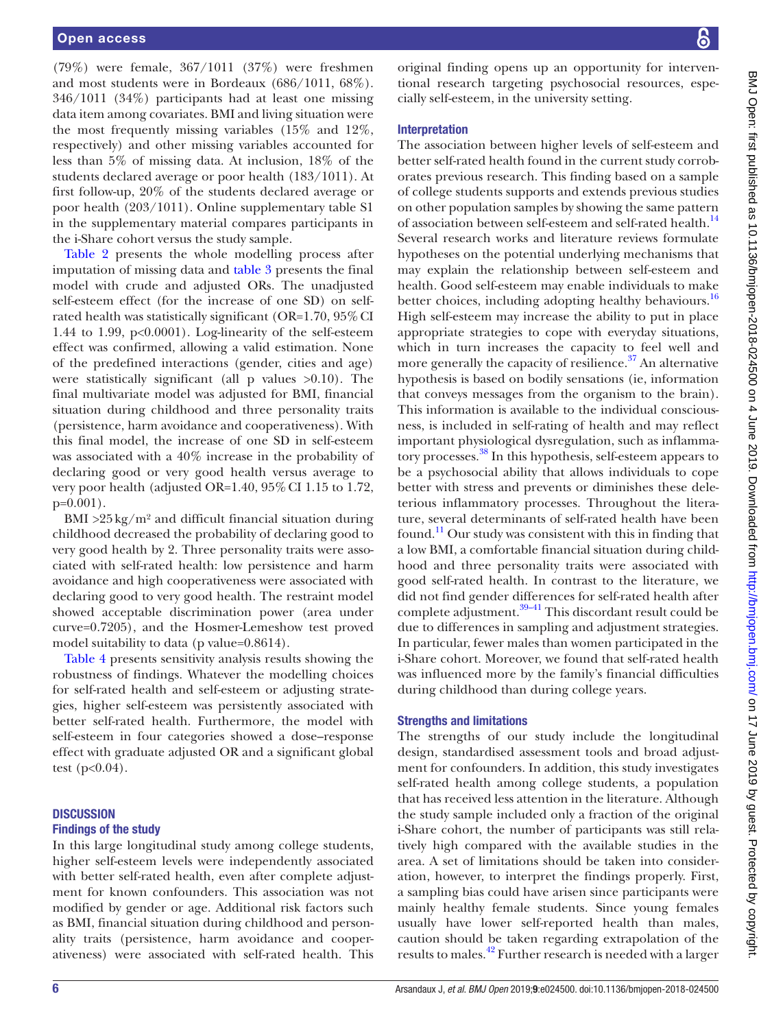(79%) were female, 367/1011 (37%) were freshmen and most students were in Bordeaux (686/1011, 68%). 346/1011 (34%) participants had at least one missing data item among covariates. BMI and living situation were the most frequently missing variables (15% and 12%, respectively) and other missing variables accounted for less than 5% of missing data. At inclusion, 18% of the students declared average or poor health (183/1011). At first follow-up, 20% of the students declared average or poor health (203/1011). Online supplementary table S1 in the supplementary material compares participants in the i-Share cohort versus the study sample.

Table 2 presents the whole modelling process after imputation of missing data and table 3 presents the final model with crude and adjusted ORs. The unadjusted self-esteem effect (for the increase of one SD) on self-rated health was statistically significant (OR=1.70, 95% CI 1.44 to 1.99, p<0.0001). Log-linearity of the self-esteem effect was confirmed, allowing a valid estimation. None of the predefined interactions (gender, cities and age) were statistically significant (all p values >0.10). The final multivariate model was adjusted for BMI, financial situation during childhood and three personality traits (persistence, harm avoidance and cooperativeness). With this final model, the increase of one SD in self-esteem was associated with a 40% increase in the probability of declaring good or very good health versus average to very poor health (adjusted OR=1.40, 95% CI 1.15 to 1.72, p=0.001).

BMI >25 kg/m$^2$ and difficult financial situation during childhood decreased the probability of declaring good to very good health by 2. Three personality traits were associated with self-rated health: low persistence and harm avoidance and high cooperativeness were associated with declaring good to very good health. The restraint model showed acceptable discrimination power (area under curve=0.7205), and the Hosmer-Lemeshow test proved model suitability to data (p value=0.8614).

Table 4 presents sensitivity analysis results showing the robustness of findings. Whatever the modelling choices for self-rated health and self-esteem or adjusting strategies, higher self-esteem was persistently associated with better self-rated health. Furthermore, the model with self-esteem in four categories showed a dose–response effect with graduate adjusted OR and a significant global test (p<0.04).

## DISCUSSION

### Findings of the study

In this large longitudinal study among college students, higher self-esteem levels were independently associated with better self-rated health, even after complete adjustment for known confounders. This association was not modified by gender or age. Additional risk factors such as BMI, financial situation during childhood and personality traits (persistence, harm avoidance and cooperativeness) were associated with self-rated health. This original finding opens up an opportunity for interventional research targeting psychosocial resources, especially self-esteem, in the university setting.

### Interpretation

The association between higher levels of self-esteem and better self-rated health found in the current study corroborates previous research. This finding based on a sample of college students supports and extends previous studies on other population samples by showing the same pattern of association between self-esteem and self-rated health.[14] Several research works and literature reviews formulate hypotheses on the potential underlying mechanisms that may explain the relationship between self-esteem and health. Good self-esteem may enable individuals to make better choices, including adopting healthy behaviours.[16] High self-esteem may increase the ability to put in place appropriate strategies to cope with everyday situations, which in turn increases the capacity to feel well and more generally the capacity of resilience.[37] An alternative hypothesis is based on bodily sensations (ie, information that conveys messages from the organism to the brain). This information is available to the individual consciousness, is included in self-rating of health and may reflect important physiological dysregulation, such as inflammatory processes.[38] In this hypothesis, self-esteem appears to be a psychosocial ability that allows individuals to cope better with stress and prevents or diminishes these deleterious inflammatory processes. Throughout the literature, several determinants of self-rated health have been found.[11] Our study was consistent with this in finding that a low BMI, a comfortable financial situation during childhood and three personality traits were associated with good self-rated health. In contrast to the literature, we did not find gender differences for self-rated health after complete adjustment.[39–41] This discordant result could be due to differences in sampling and adjustment strategies. In particular, fewer males than women participated in the i-Share cohort. Moreover, we found that self-rated health was influenced more by the family's financial difficulties during childhood than during college years.

### Strengths and limitations

The strengths of our study include the longitudinal design, standardised assessment tools and broad adjustment for confounders. In addition, this study investigates self-rated health among college students, a population that has received less attention in the literature. Although the study sample included only a fraction of the original i-Share cohort, the number of participants was still relatively high compared with the available studies in the area. A set of limitations should be taken into consideration, however, to interpret the findings properly. First, a sampling bias could have arisen since participants were mainly healthy female students. Since young females usually have lower self-reported health than males, caution should be taken regarding extrapolation of the results to males.[42] Further research is needed with a larger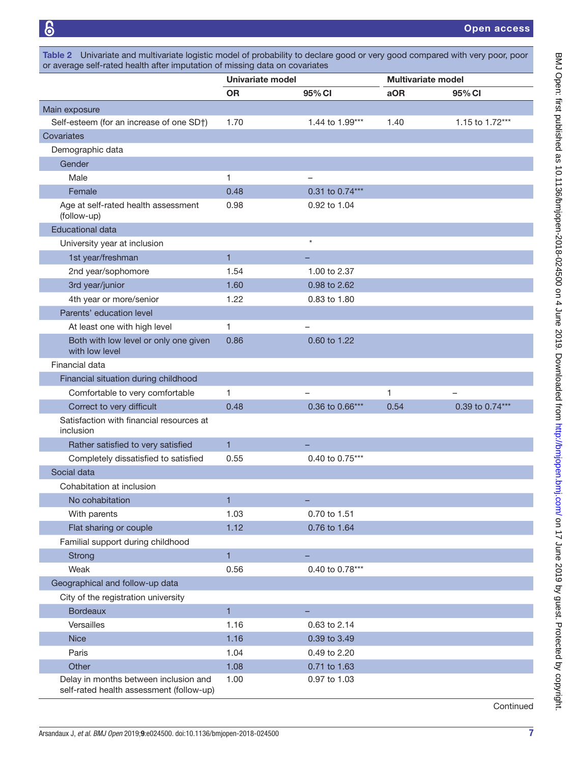**Table 2** Univariate and multivariate logistic model of probability to declare good or very good compared with very poor, poor or average self-rated health after imputation of missing data on covariates

| | Univariate model | | Multivariate model | |
|---|---|---|---|---|
| | **OR** | **95% CI** | **aOR** | **95% CI** |
| Main exposure | | | | |
| Self-esteem (for an increase of one SD†) | 1.70 | 1.44 to 1.99*** | 1.40 | 1.15 to 1.72*** |
| Covariates | | | | |
| Demographic data | | | | |
| Gender | | | | |
| Male | 1 | – | | |
| Female | 0.48 | 0.31 to 0.74*** | | |
| Age at self-rated health assessment (follow-up) | 0.98 | 0.92 to 1.04 | | |
| Educational data | | | | |
| University year at inclusion | | * | | |
| 1st year/freshman | 1 | – | | |
| 2nd year/sophomore | 1.54 | 1.00 to 2.37 | | |
| 3rd year/junior | 1.60 | 0.98 to 2.62 | | |
| 4th year or more/senior | 1.22 | 0.83 to 1.80 | | |
| Parents' education level | | | | |
| At least one with high level | 1 | – | | |
| Both with low level or only one given with low level | 0.86 | 0.60 to 1.22 | | |
| Financial data | | | | |
| Financial situation during childhood | | | | |
| Comfortable to very comfortable | 1 | – | 1 | – |
| Correct to very difficult | 0.48 | 0.36 to 0.66*** | 0.54 | 0.39 to 0.74*** |
| Satisfaction with financial resources at inclusion | | | | |
| Rather satisfied to very satisfied | 1 | – | | |
| Completely dissatisfied to satisfied | 0.55 | 0.40 to 0.75*** | | |
| Social data | | | | |
| Cohabitation at inclusion | | | | |
| No cohabitation | 1 | – | | |
| With parents | 1.03 | 0.70 to 1.51 | | |
| Flat sharing or couple | 1.12 | 0.76 to 1.64 | | |
| Familial support during childhood | | | | |
| Strong | 1 | – | | |
| Weak | 0.56 | 0.40 to 0.78*** | | |
| Geographical and follow-up data | | | | |
| City of the registration university | | | | |
| Bordeaux | 1 | – | | |
| Versailles | 1.16 | 0.63 to 2.14 | | |
| Nice | 1.16 | 0.39 to 3.49 | | |
| Paris | 1.04 | 0.49 to 2.20 | | |
| Other | 1.08 | 0.71 to 1.63 | | |
| Delay in months between inclusion and self-rated health assessment (follow-up) | 1.00 | 0.97 to 1.03 | | |

Continued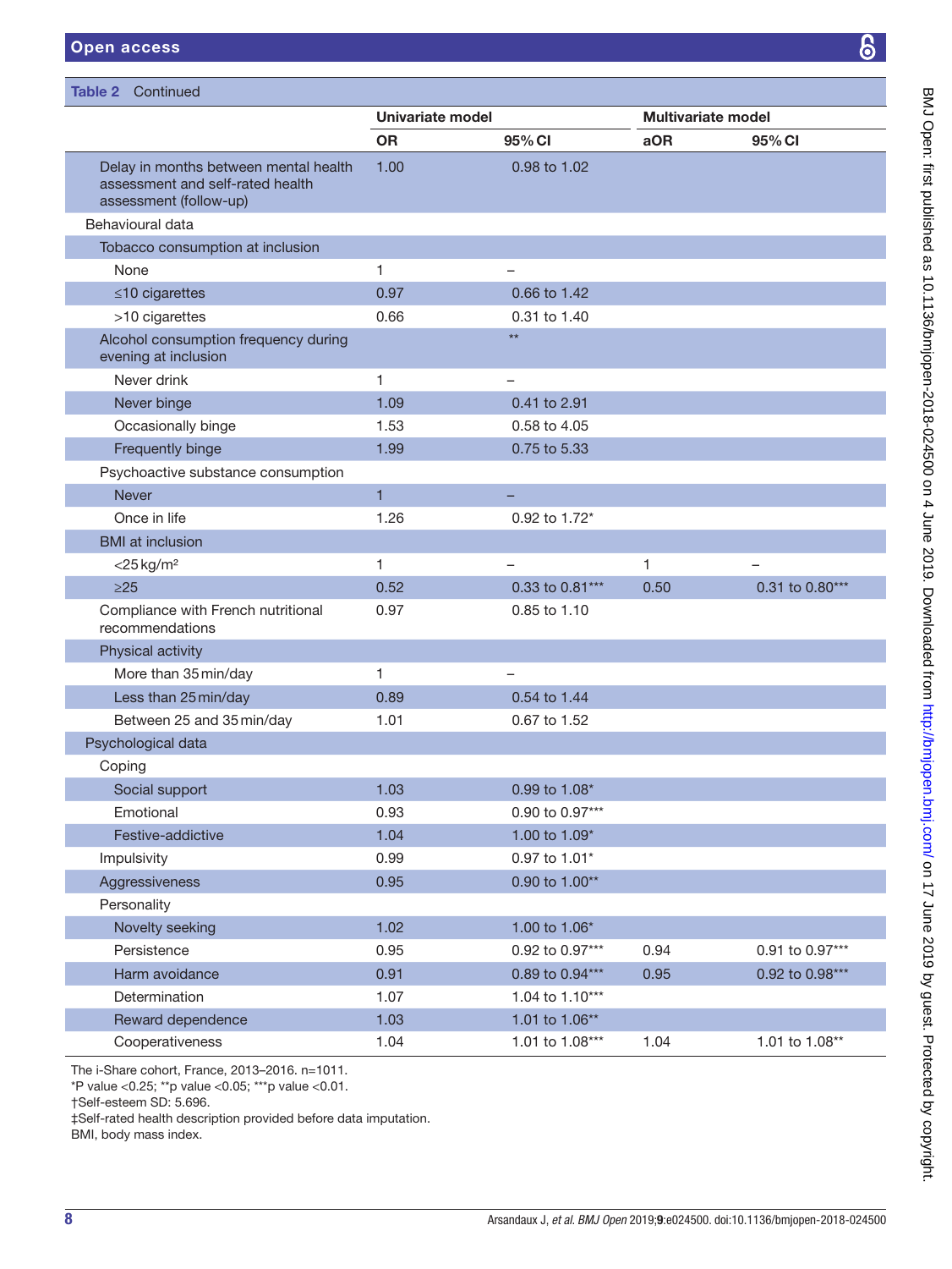**Table 2** Continued

| | Univariate model | | Multivariate model | |
|---|---|---|---|---|
| | OR | 95% CI | aOR | 95% CI |
| Delay in months between mental health assessment and self-rated health assessment (follow-up) | 1.00 | 0.98 to 1.02 | | |
| Behavioural data | | | | |
| Tobacco consumption at inclusion | | | | |
| None | 1 | – | | |
| ≤10 cigarettes | 0.97 | 0.66 to 1.42 | | |
| >10 cigarettes | 0.66 | 0.31 to 1.40 | | |
| Alcohol consumption frequency during evening at inclusion | | ** | | |
| Never drink | 1 | – | | |
| Never binge | 1.09 | 0.41 to 2.91 | | |
| Occasionally binge | 1.53 | 0.58 to 4.05 | | |
| Frequently binge | 1.99 | 0.75 to 5.33 | | |
| Psychoactive substance consumption | | | | |
| Never | 1 | – | | |
| Once in life | 1.26 | 0.92 to 1.72* | | |
| BMI at inclusion | | | | |
| <25 kg/m² | 1 | – | 1 | – |
| ≥25 | 0.52 | 0.33 to 0.81*** | 0.50 | 0.31 to 0.80*** |
| Compliance with French nutritional recommendations | 0.97 | 0.85 to 1.10 | | |
| Physical activity | | | | |
| More than 35 min/day | 1 | – | | |
| Less than 25 min/day | 0.89 | 0.54 to 1.44 | | |
| Between 25 and 35 min/day | 1.01 | 0.67 to 1.52 | | |
| Psychological data | | | | |
| Coping | | | | |
| Social support | 1.03 | 0.99 to 1.08* | | |
| Emotional | 0.93 | 0.90 to 0.97*** | | |
| Festive-addictive | 1.04 | 1.00 to 1.09* | | |
| Impulsivity | 0.99 | 0.97 to 1.01* | | |
| Aggressiveness | 0.95 | 0.90 to 1.00** | | |
| Personality | | | | |
| Novelty seeking | 1.02 | 1.00 to 1.06* | | |
| Persistence | 0.95 | 0.92 to 0.97*** | 0.94 | 0.91 to 0.97*** |
| Harm avoidance | 0.91 | 0.89 to 0.94*** | 0.95 | 0.92 to 0.98*** |
| Determination | 1.07 | 1.04 to 1.10*** | | |
| Reward dependence | 1.03 | 1.01 to 1.06** | | |
| Cooperativeness | 1.04 | 1.01 to 1.08*** | 1.04 | 1.01 to 1.08** |

The i-Share cohort, France, 2013–2016. n=1011.
*P value <0.25; **p value <0.05; ***p value <0.01.
†Self-esteem SD: 5.696.
‡Self-rated health description provided before data imputation.
BMI, body mass index.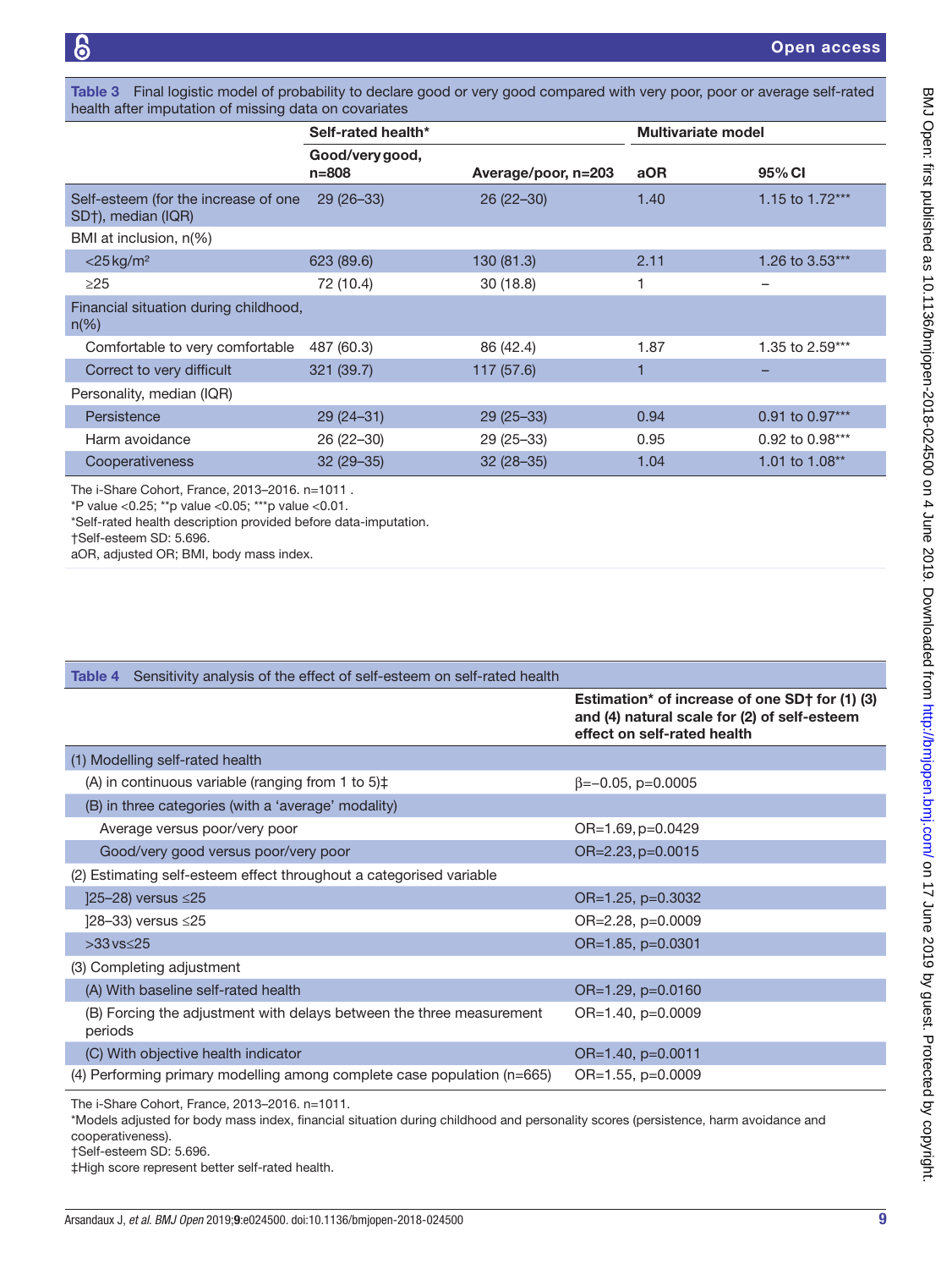Table 3 Final logistic model of probability to declare good or very good compared with very poor, poor or average self-rated health after imputation of missing data on covariates

| | Self-rated health* | | Multivariate model | |
|---|---|---|---|---|
| | Good/very good, n=808 | Average/poor, n=203 | aOR | 95% CI |
| Self-esteem (for the increase of one SD†), median (IQR) | 29 (26–33) | 26 (22–30) | 1.40 | 1.15 to 1.72*** |
| BMI at inclusion, n(%) | | | | |
| <25 kg/m² | 623 (89.6) | 130 (81.3) | 2.11 | 1.26 to 3.53*** |
| ≥25 | 72 (10.4) | 30 (18.8) | 1 | – |
| Financial situation during childhood, n(%) | | | | |
| Comfortable to very comfortable | 487 (60.3) | 86 (42.4) | 1.87 | 1.35 to 2.59*** |
| Correct to very difficult | 321 (39.7) | 117 (57.6) | 1 | – |
| Personality, median (IQR) | | | | |
| Persistence | 29 (24–31) | 29 (25–33) | 0.94 | 0.91 to 0.97*** |
| Harm avoidance | 26 (22–30) | 29 (25–33) | 0.95 | 0.92 to 0.98*** |
| Cooperativeness | 32 (29–35) | 32 (28–35) | 1.04 | 1.01 to 1.08** |

The i-Share Cohort, France, 2013–2016. n=1011 .
*P value <0.25; **p value <0.05; ***p value <0.01.
*Self-rated health description provided before data-imputation.
†Self-esteem SD: 5.696.
aOR, adjusted OR; BMI, body mass index.

Table 4 Sensitivity analysis of the effect of self-esteem on self-rated health

| | Estimation* of increase of one SD† for (1) (3) and (4) natural scale for (2) of self-esteem effect on self-rated health |
|---|---|
| (1) Modelling self-rated health | |
| (A) in continuous variable (ranging from 1 to 5)‡ | β=−0.05, p=0.0005 |
| (B) in three categories (with a 'average' modality) | |
| Average versus poor/very poor | OR=1.69, p=0.0429 |
| Good/very good versus poor/very poor | OR=2.23, p=0.0015 |
| (2) Estimating self-esteem effect throughout a categorised variable | |
| ]25–28) versus ≤25 | OR=1.25, p=0.3032 |
| ]28–33) versus ≤25 | OR=2.28, p=0.0009 |
| >33 vs≤25 | OR=1.85, p=0.0301 |
| (3) Completing adjustment | |
| (A) With baseline self-rated health | OR=1.29, p=0.0160 |
| (B) Forcing the adjustment with delays between the three measurement periods | OR=1.40, p=0.0009 |
| (C) With objective health indicator | OR=1.40, p=0.0011 |
| (4) Performing primary modelling among complete case population (n=665) | OR=1.55, p=0.0009 |

The i-Share Cohort, France, 2013–2016. n=1011.
*Models adjusted for body mass index, financial situation during childhood and personality scores (persistence, harm avoidance and cooperativeness).
†Self-esteem SD: 5.696.
‡High score represent better self-rated health.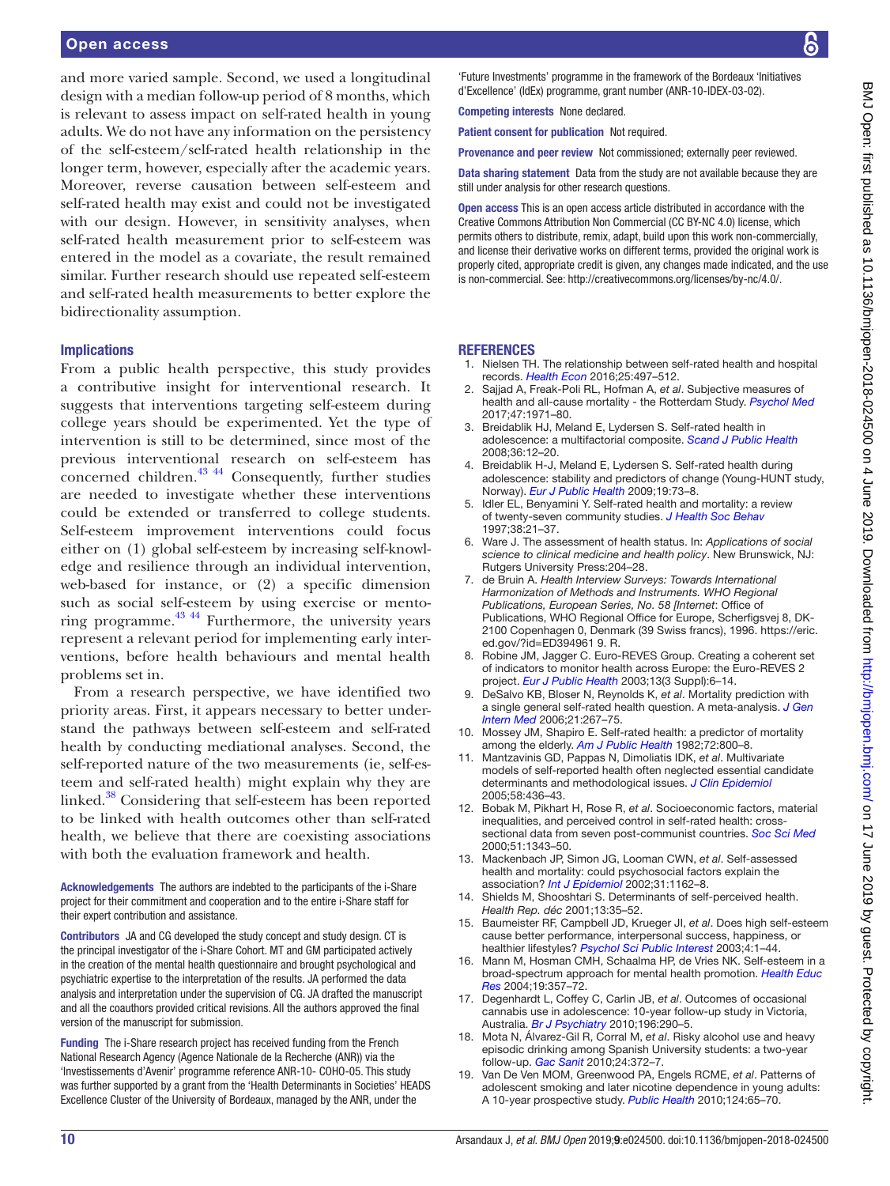and more varied sample. Second, we used a longitudinal design with a median follow-up period of 8 months, which is relevant to assess impact on self-rated health in young adults. We do not have any information on the persistency of the self-esteem/self-rated health relationship in the longer term, however, especially after the academic years. Moreover, reverse causation between self-esteem and self-rated health may exist and could not be investigated with our design. However, in sensitivity analyses, when self-rated health measurement prior to self-esteem was entered in the model as a covariate, the result remained similar. Further research should use repeated self-esteem and self-rated health measurements to better explore the bidirectionality assumption.

### Implications

From a public health perspective, this study provides a contributive insight for interventional research. It suggests that interventions targeting self-esteem during college years should be experimented. Yet the type of intervention is still to be determined, since most of the previous interventional research on self-esteem has concerned children.[43 44] Consequently, further studies are needed to investigate whether these interventions could be extended or transferred to college students. Self-esteem improvement interventions could focus either on (1) global self-esteem by increasing self-knowledge and resilience through an individual intervention, web-based for instance, or (2) a specific dimension such as social self-esteem by using exercise or mentoring programme.[43 44] Furthermore, the university years represent a relevant period for implementing early interventions, before health behaviours and mental health problems set in.

From a research perspective, we have identified two priority areas. First, it appears necessary to better understand the pathways between self-esteem and self-rated health by conducting mediational analyses. Second, the self-reported nature of the two measurements (ie, self-esteem and self-rated health) might explain why they are linked.[38] Considering that self-esteem has been reported to be linked with health outcomes other than self-rated health, we believe that there are coexisting associations with both the evaluation framework and health.

**Acknowledgements** The authors are indebted to the participants of the i-Share project for their commitment and cooperation and to the entire i-Share staff for their expert contribution and assistance.

**Contributors** JA and CG developed the study concept and study design. CT is the principal investigator of the i-Share Cohort. MT and GM participated actively in the creation of the mental health questionnaire and brought psychological and psychiatric expertise to the interpretation of the results. JA performed the data analysis and interpretation under the supervision of CG. JA drafted the manuscript and all the coauthors provided critical revisions. All the authors approved the final version of the manuscript for submission.

**Funding** The i-Share research project has received funding from the French National Research Agency (Agence Nationale de la Recherche (ANR)) via the 'Investissements d'Avenir' programme reference ANR-10- COHO-05. This study was further supported by a grant from the 'Health Determinants in Societies' HEADS Excellence Cluster of the University of Bordeaux, managed by the ANR, under the 'Future Investments' programme in the framework of the Bordeaux 'Initiatives d'Excellence' (IdEx) programme, grant number (ANR-10-IDEX-03-02).

**Competing interests** None declared.

**Patient consent for publication** Not required.

**Provenance and peer review** Not commissioned; externally peer reviewed.

**Data sharing statement** Data from the study are not available because they are still under analysis for other research questions.

**Open access** This is an open access article distributed in accordance with the Creative Commons Attribution Non Commercial (CC BY-NC 4.0) license, which permits others to distribute, remix, adapt, build upon this work non-commercially, and license their derivative works on different terms, provided the original work is properly cited, appropriate credit is given, any changes made indicated, and the use is non-commercial. See: http://creativecommons.org/licenses/by-nc/4.0/.

## REFERENCES

1. Nielsen TH. The relationship between self-rated health and hospital records. *Health Econ* 2016;25:497–512.
2. Sajjad A, Freak-Poli RL, Hofman A, *et al*. Subjective measures of health and all-cause mortality - the Rotterdam Study. *Psychol Med* 2017;47:1971–80.
3. Breidablik HJ, Meland E, Lydersen S. Self-rated health in adolescence: a multifactorial composite. *Scand J Public Health* 2008;36:12–20.
4. Breidablik H-J, Meland E, Lydersen S. Self-rated health during adolescence: stability and predictors of change (Young-HUNT study, Norway). *Eur J Public Health* 2009;19:73–8.
5. Idler EL, Benyamini Y. Self-rated health and mortality: a review of twenty-seven community studies. *J Health Soc Behav* 1997;38:21–37.
6. Ware J. The assessment of health status. In: *Applications of social science to clinical medicine and health policy*. New Brunswick, NJ: Rutgers University Press:204–28.
7. de Bruin A. *Health Interview Surveys: Towards International Harmonization of Methods and Instruments. WHO Regional Publications, European Series, No. 58 [Internet*: Office of Publications, WHO Regional Office for Europe, Scherfigsvej 8, DK-2100 Copenhagen 0, Denmark (39 Swiss francs), 1996. https://eric.ed.gov/?id=ED394961 9. R.
8. Robine JM, Jagger C. Euro-REVES Group. Creating a coherent set of indicators to monitor health across Europe: the Euro-REVES 2 project. *Eur J Public Health* 2003;13(3 Suppl):6–14.
9. DeSalvo KB, Bloser N, Reynolds K, *et al*. Mortality prediction with a single general self-rated health question. A meta-analysis. *J Gen Intern Med* 2006;21:267–75.
10. Mossey JM, Shapiro E. Self-rated health: a predictor of mortality among the elderly. *Am J Public Health* 1982;72:800–8.
11. Mantzavinis GD, Pappas N, Dimoliatis IDK, *et al*. Multivariate models of self-reported health often neglected essential candidate determinants and methodological issues. *J Clin Epidemiol* 2005;58:436–43.
12. Bobak M, Pikhart H, Rose R, *et al*. Socioeconomic factors, material inequalities, and perceived control in self-rated health: cross-sectional data from seven post-communist countries. *Soc Sci Med* 2000;51:1343–50.
13. Mackenbach JP, Simon JG, Looman CWN, *et al*. Self-assessed health and mortality: could psychosocial factors explain the association? *Int J Epidemiol* 2002;31:1162–8.
14. Shields M, Shooshtari S. Determinants of self-perceived health. *Health Rep. déc* 2001;13:35–52.
15. Baumeister RF, Campbell JD, Krueger JI, *et al*. Does high self-esteem cause better performance, interpersonal success, happiness, or healthier lifestyles? *Psychol Sci Public Interest* 2003;4:1–44.
16. Mann M, Hosman CMH, Schaalma HP, de Vries NK. Self-esteem in a broad-spectrum approach for mental health promotion. *Health Educ Res* 2004;19:357–72.
17. Degenhardt L, Coffey C, Carlin JB, *et al*. Outcomes of occasional cannabis use in adolescence: 10-year follow-up study in Victoria, Australia. *Br J Psychiatry* 2010;196:290–5.
18. Mota N, Álvarez-Gil R, Corral M, *et al*. Risky alcohol use and heavy episodic drinking among Spanish University students: a two-year follow-up. *Gac Sanit* 2010;24:372–7.
19. Van De Ven MOM, Greenwood PA, Engels RCME, *et al*. Patterns of adolescent smoking and later nicotine dependence in young adults: A 10-year prospective study. *Public Health* 2010;124:65–70.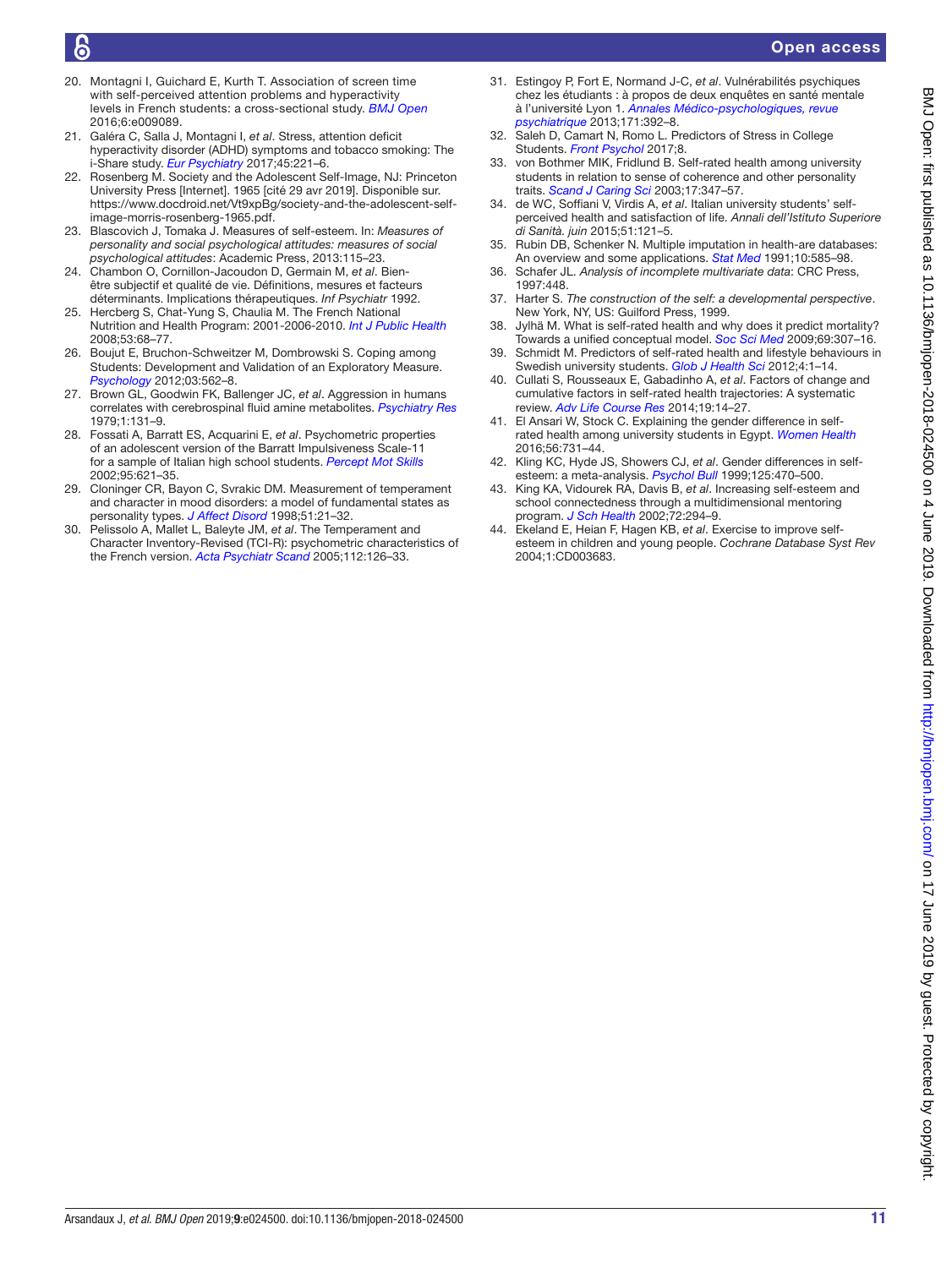20. Montagni I, Guichard E, Kurth T. Association of screen time with self-perceived attention problems and hyperactivity levels in French students: a cross-sectional study. *BMJ Open* 2016;6:e009089.
21. Galéra C, Salla J, Montagni I, *et al*. Stress, attention deficit hyperactivity disorder (ADHD) symptoms and tobacco smoking: The i-Share study. *Eur Psychiatry* 2017;45:221–6.
22. Rosenberg M. Society and the Adolescent Self-Image, NJ: Princeton University Press [Internet]. 1965 [cité 29 avr 2019]. Disponible sur. https://www.docdroid.net/Vt9xpBg/society-and-the-adolescent-self-image-morris-rosenberg-1965.pdf.
23. Blascovich J, Tomaka J. Measures of self-esteem. In: *Measures of personality and social psychological attitudes: measures of social psychological attitudes*: Academic Press, 2013:115–23.
24. Chambon O, Cornillon-Jacoudon D, Germain M, *et al*. Bien-être subjectif et qualité de vie. Définitions, mesures et facteurs déterminants. Implications thérapeutiques. *Inf Psychiatr* 1992.
25. Hercberg S, Chat-Yung S, Chaulia M. The French National Nutrition and Health Program: 2001-2006-2010. *Int J Public Health* 2008;53:68–77.
26. Boujut E, Bruchon-Schweitzer M, Dombrowski S. Coping among Students: Development and Validation of an Exploratory Measure. *Psychology* 2012;03:562–8.
27. Brown GL, Goodwin FK, Ballenger JC, *et al*. Aggression in humans correlates with cerebrospinal fluid amine metabolites. *Psychiatry Res* 1979;1:131–9.
28. Fossati A, Barratt ES, Acquarini E, *et al*. Psychometric properties of an adolescent version of the Barratt Impulsiveness Scale-11 for a sample of Italian high school students. *Percept Mot Skills* 2002;95:621–35.
29. Cloninger CR, Bayon C, Svrakic DM. Measurement of temperament and character in mood disorders: a model of fundamental states as personality types. *J Affect Disord* 1998;51:21–32.
30. Pelissolo A, Mallet L, Baleyte JM, *et al*. The Temperament and Character Inventory-Revised (TCI-R): psychometric characteristics of the French version. *Acta Psychiatr Scand* 2005;112:126–33.
31. Estingoy P, Fort E, Normand J-C, *et al*. Vulnérabilités psychiques chez les étudiants : à propos de deux enquêtes en santé mentale à l'université Lyon 1. *Annales Médico-psychologiques, revue psychiatrique* 2013;171:392–8.
32. Saleh D, Camart N, Romo L. Predictors of Stress in College Students. *Front Psychol* 2017;8.
33. von Bothmer MIK, Fridlund B. Self-rated health among university students in relation to sense of coherence and other personality traits. *Scand J Caring Sci* 2003;17:347–57.
34. de WC, Soffiani V, Virdis A, *et al*. Italian university students' self-perceived health and satisfaction of life. *Annali dell'Istituto Superiore di Sanità. juin* 2015;51:121–5.
35. Rubin DB, Schenker N. Multiple imputation in health-are databases: An overview and some applications. *Stat Med* 1991;10:585–98.
36. Schafer JL. *Analysis of incomplete multivariate data*: CRC Press, 1997:448.
37. Harter S. *The construction of the self: a developmental perspective*. New York, NY, US: Guilford Press, 1999.
38. Jylhä M. What is self-rated health and why does it predict mortality? Towards a unified conceptual model. *Soc Sci Med* 2009;69:307–16.
39. Schmidt M. Predictors of self-rated health and lifestyle behaviours in Swedish university students. *Glob J Health Sci* 2012;4:1–14.
40. Cullati S, Rousseaux E, Gabadinho A, *et al*. Factors of change and cumulative factors in self-rated health trajectories: A systematic review. *Adv Life Course Res* 2014;19:14–27.
41. El Ansari W, Stock C. Explaining the gender difference in self-rated health among university students in Egypt. *Women Health* 2016;56:731–44.
42. Kling KC, Hyde JS, Showers CJ, *et al*. Gender differences in self-esteem: a meta-analysis. *Psychol Bull* 1999;125:470–500.
43. King KA, Vidourek RA, Davis B, *et al*. Increasing self-esteem and school connectedness through a multidimensional mentoring program. *J Sch Health* 2002;72:294–9.
44. Ekeland E, Heian F, Hagen KB, *et al*. Exercise to improve self-esteem in children and young people. *Cochrane Database Syst Rev* 2004;1:CD003683.